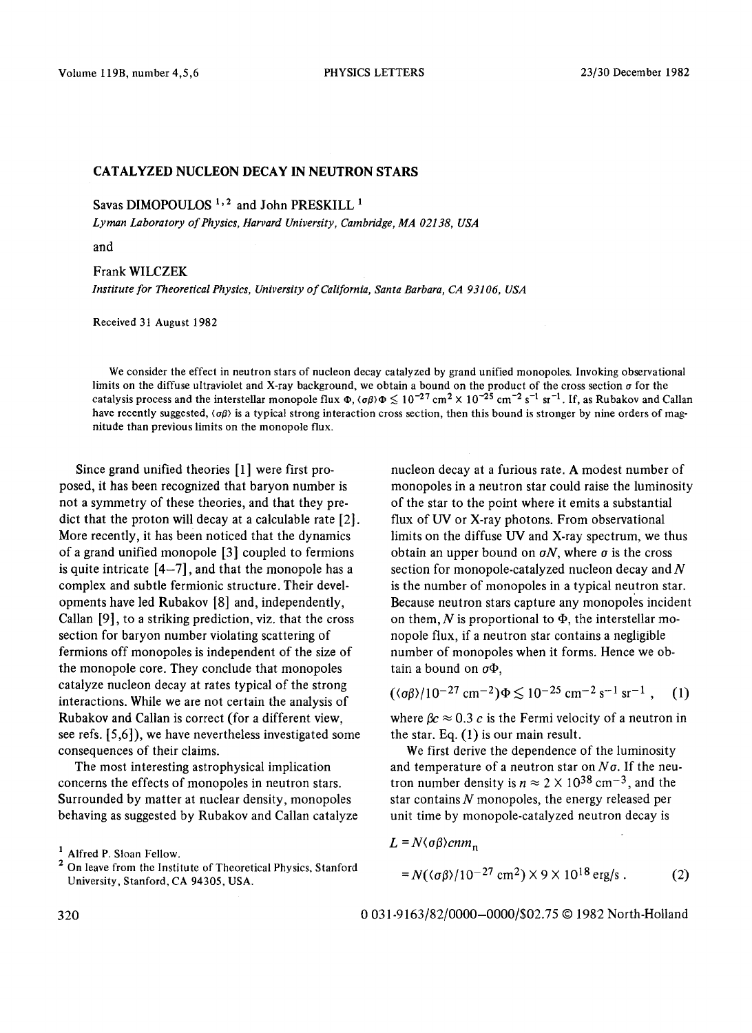# CATALYZED NUCLEON DECAY IN NEUTRON STARS

Savas DIMOPOULOS [1,2] and John PRESKILL [1]

*Lyman Laboratory of Physics, Harvard University, Cambridge, MA 02138, USA*

and

Frank WILCZEK

*Institute for Theoretical Physics, University of California, Santa Barbara, CA 93106, USA*

Received 31 August 1982

We consider the effect in neutron stars of nucleon decay catalyzed by grand unified monopoles. Invoking observational limits on the diffuse ultraviolet and X-ray background, we obtain a bound on the product of the cross section $\sigma$ for the catalysis process and the interstellar monopole flux $\Phi$, $\langle\sigma\beta\rangle\Phi \lesssim 10^{-27}\ \mathrm{cm}^2 \times 10^{-25}\ \mathrm{cm}^{-2}\ \mathrm{s}^{-1}\ \mathrm{sr}^{-1}$. If, as Rubakov and Callan have recently suggested, $\langle\sigma\beta\rangle$ is a typical strong interaction cross section, then this bound is stronger by nine orders of magnitude than previous limits on the monopole flux.

Since grand unified theories [1] were first proposed, it has been recognized that baryon number is not a symmetry of these theories, and that they predict that the proton will decay at a calculable rate [2]. More recently, it has been noticed that the dynamics of a grand unified monopole [3] coupled to fermions is quite intricate [4–7], and that the monopole has a complex and subtle fermionic structure. Their developments have led Rubakov [8] and, independently, Callan [9], to a striking prediction, viz. that the cross section for baryon number violating scattering of fermions off monopoles is independent of the size of the monopole core. They conclude that monopoles catalyze nucleon decay at rates typical of the strong interactions. While we are not certain the analysis of Rubakov and Callan is correct (for a different view, see refs. [5,6]), we have nevertheless investigated some consequences of their claims.

The most interesting astrophysical implication concerns the effects of monopoles in neutron stars. Surrounded by matter at nuclear density, monopoles behaving as suggested by Rubakov and Callan catalyze nucleon decay at a furious rate. A modest number of monopoles in a neutron star could raise the luminosity of the star to the point where it emits a substantial flux of UV or X-ray photons. From observational limits on the diffuse UV and X-ray spectrum, we thus obtain an upper bound on $\sigma N$, where $\sigma$ is the cross section for monopole-catalyzed nucleon decay and $N$ is the number of monopoles in a typical neutron star. Because neutron stars capture any monopoles incident on them, $N$ is proportional to $\Phi$, the interstellar monopole flux, if a neutron star contains a negligible number of monopoles when it forms. Hence we obtain a bound on $\sigma\Phi$,

$$(\langle\sigma\beta\rangle/10^{-27}\ \mathrm{cm}^{-2})\Phi \lesssim 10^{-25}\ \mathrm{cm}^{-2}\ \mathrm{s}^{-1}\ \mathrm{sr}^{-1}\,, \quad (1)$$

where $\beta c \approx 0.3\ c$ is the Fermi velocity of a neutron in the star. Eq. (1) is our main result.

We first derive the dependence of the luminosity and temperature of a neutron star on $N\sigma$. If the neutron number density is $n \approx 2 \times 10^{38}\ \mathrm{cm}^{-3}$, and the star contains $N$ monopoles, the energy released per unit time by monopole-catalyzed neutron decay is

$$\begin{aligned} L &= N\langle\sigma\beta\rangle c n m_n \\ &= N(\langle\sigma\beta\rangle/10^{-27}\ \mathrm{cm}^2) \times 9 \times 10^{18}\ \mathrm{erg/s}\,. \end{aligned} \quad (2)$$

[1] Alfred P. Sloan Fellow.

[2] On leave from the Institute of Theoretical Physics, Stanford University, Stanford, CA 94305, USA.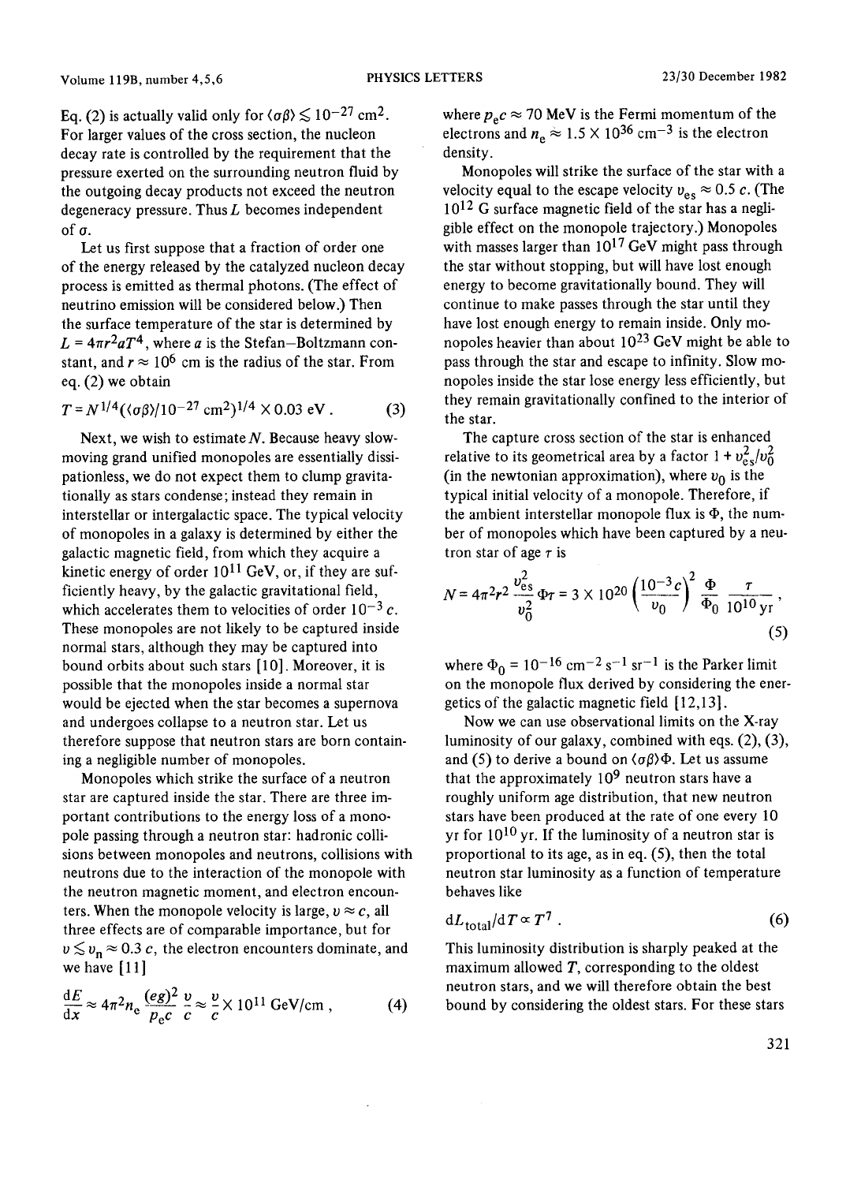Eq. (2) is actually valid only for $\langle\sigma\beta\rangle \lesssim 10^{-27}\ \mathrm{cm}^2$. For larger values of the cross section, the nucleon decay rate is controlled by the requirement that the pressure exerted on the surrounding neutron fluid by the outgoing decay products not exceed the neutron degeneracy pressure. Thus $L$ becomes independent of $\sigma$.

Let us first suppose that a fraction of order one of the energy released by the catalyzed nucleon decay process is emitted as thermal photons. (The effect of neutrino emission will be considered below.) Then the surface temperature of the star is determined by $L = 4\pi r^2 a T^4$, where $a$ is the Stefan–Boltzmann constant, and $r \approx 10^6$ cm is the radius of the star. From eq. (2) we obtain

$$T = N^{1/4}(\langle\sigma\beta\rangle/10^{-27}\ \mathrm{cm}^2)^{1/4} \times 0.03\ \mathrm{eV}\,. \tag{3}$$

Next, we wish to estimate $N$. Because heavy slow-moving grand unified monopoles are essentially dissipationless, we do not expect them to clump gravitationally as stars condense; instead they remain in interstellar or intergalactic space. The typical velocity of monopoles in a galaxy is determined by either the galactic magnetic field, from which they acquire a kinetic energy of order $10^{11}$ GeV, or, if they are sufficiently heavy, by the galactic gravitational field, which accelerates them to velocities of order $10^{-3}\,c$. These monopoles are not likely to be captured inside normal stars, although they may be captured into bound orbits about such stars [10]. Moreover, it is possible that the monopoles inside a normal star would be ejected when the star becomes a supernova and undergoes collapse to a neutron star. Let us therefore suppose that neutron stars are born containing a negligible number of monopoles.

Monopoles which strike the surface of a neutron star are captured inside the star. There are three important contributions to the energy loss of a monopole passing through a neutron star: hadronic collisions between monopoles and neutrons, collisions with neutrons due to the interaction of the monopole with the neutron magnetic moment, and electron encounters. When the monopole velocity is large, $v \approx c$, all three effects are of comparable importance, but for $v \lesssim v_\mathrm{n} \approx 0.3\,c$, the electron encounters dominate, and we have [11]

$$\frac{\mathrm{d}E}{\mathrm{d}x} \approx 4\pi^2 n_\mathrm{e} \frac{(eg)^2}{p_\mathrm{e}c}\frac{v}{c} \approx \frac{v}{c} \times 10^{11}\ \mathrm{GeV/cm}\,, \tag{4}$$

where $p_\mathrm{e}c \approx 70$ MeV is the Fermi momentum of the electrons and $n_\mathrm{e} \approx 1.5 \times 10^{36}\ \mathrm{cm}^{-3}$ is the electron density.

Monopoles will strike the surface of the star with a velocity equal to the escape velocity $v_\mathrm{es} \approx 0.5\,c$. (The $10^{12}$ G surface magnetic field of the star has a negligible effect on the monopole trajectory.) Monopoles with masses larger than $10^{17}$ GeV might pass through the star without stopping, but will have lost enough energy to become gravitationally bound. They will continue to make passes through the star until they have lost enough energy to remain inside. Only monopoles heavier than about $10^{23}$ GeV might be able to pass through the star and escape to infinity. Slow monopoles inside the star lose energy less efficiently, but they remain gravitationally confined to the interior of the star.

The capture cross section of the star is enhanced relative to its geometrical area by a factor $1 + v_\mathrm{es}^2/v_0^2$ (in the newtonian approximation), where $v_0$ is the typical initial velocity of a monopole. Therefore, if the ambient interstellar monopole flux is $\Phi$, the number of monopoles which have been captured by a neutron star of age $\tau$ is

$$N = 4\pi^2 r^2 \frac{v_\mathrm{es}^2}{v_0^2}\Phi\tau = 3 \times 10^{20}\left(\frac{10^{-3}c}{v_0}\right)^2 \frac{\Phi}{\Phi_0}\frac{\tau}{10^{10}\,\mathrm{yr}}\,, \tag{5}$$

where $\Phi_0 = 10^{-16}\ \mathrm{cm}^{-2}\,\mathrm{s}^{-1}\,\mathrm{sr}^{-1}$ is the Parker limit on the monopole flux derived by considering the energetics of the galactic magnetic field [12,13].

Now we can use observational limits on the X-ray luminosity of our galaxy, combined with eqs. (2), (3), and (5) to derive a bound on $\langle\sigma\beta\rangle\Phi$. Let us assume that the approximately $10^9$ neutron stars have a roughly uniform age distribution, that new neutron stars have been produced at the rate of one every 10 yr for $10^{10}$ yr. If the luminosity of a neutron star is proportional to its age, as in eq. (5), then the total neutron star luminosity as a function of temperature behaves like

$$\mathrm{d}L_\mathrm{total}/\mathrm{d}T \propto T^7\,. \tag{6}$$

This luminosity distribution is sharply peaked at the maximum allowed $T$, corresponding to the oldest neutron stars, and we will therefore obtain the best bound by considering the oldest stars. For these stars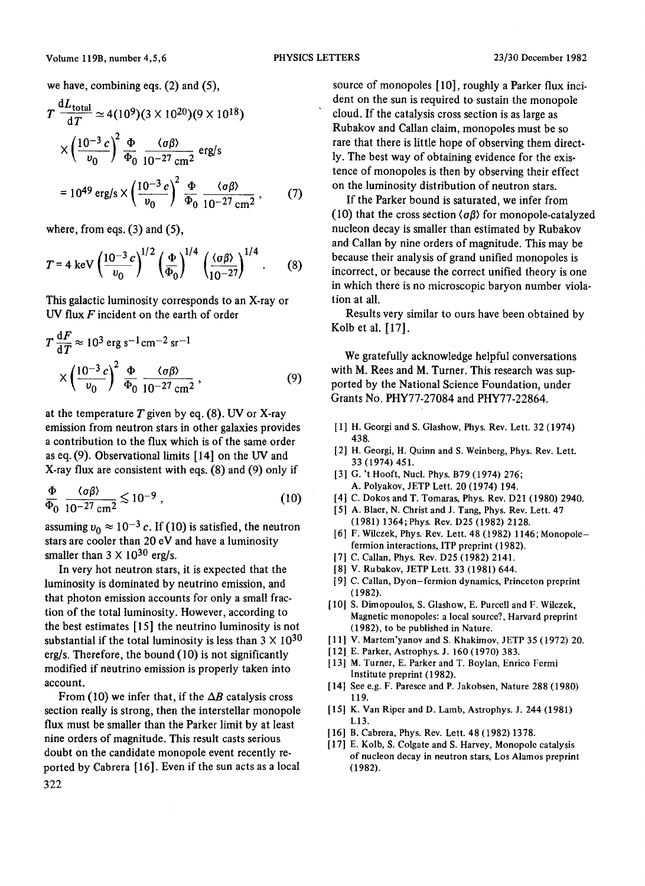we have, combining eqs. (2) and (5),

$$T\frac{\mathrm{d}L_{\text{total}}}{\mathrm{d}T} \simeq 4(10^9)(3\times10^{20})(9\times10^{18}) \times \left(\frac{10^{-3}\,c}{v_0}\right)^2 \frac{\Phi}{\Phi_0}\frac{\langle\sigma\beta\rangle}{10^{-27}\,\mathrm{cm}^2}\ \mathrm{erg/s}$$

$$= 10^{49}\ \mathrm{erg/s} \times \left(\frac{10^{-3}\,c}{v_0}\right)^2 \frac{\Phi}{\Phi_0}\frac{\langle\sigma\beta\rangle}{10^{-27}\,\mathrm{cm}^2}, \tag{7}$$

where, from eqs. (3) and (5),

$$T = 4\ \mathrm{keV}\left(\frac{10^{-3}\,c}{v_0}\right)^{1/2}\left(\frac{\Phi}{\Phi_0}\right)^{1/4}\left(\frac{\langle\sigma\beta\rangle}{10^{-27}}\right)^{1/4}. \tag{8}$$

This galactic luminosity corresponds to an X-ray or UV flux $F$ incident on the earth of order

$$T\frac{\mathrm{d}F}{\mathrm{d}T} \approx 10^3\ \mathrm{erg\,s^{-1}cm^{-2}\,sr^{-1}} \times \left(\frac{10^{-3}\,c}{v_0}\right)^2 \frac{\Phi}{\Phi_0}\frac{\langle\sigma\beta\rangle}{10^{-27}\,\mathrm{cm}^2}, \tag{9}$$

at the temperature $T$ given by eq. (8). UV or X-ray emission from neutron stars in other galaxies provides a contribution to the flux which is of the same order as eq. (9). Observational limits [14] on the UV and X-ray flux are consistent with eqs. (8) and (9) only if

$$\frac{\Phi}{\Phi_0}\frac{\langle\sigma\beta\rangle}{10^{-27}\,\mathrm{cm}^2} \lesssim 10^{-9}, \tag{10}$$

assuming $v_0 \approx 10^{-3}\,c$. If (10) is satisfied, the neutron stars are cooler than 20 eV and have a luminosity smaller than $3\times10^{30}$ erg/s.

In very hot neutron stars, it is expected that the luminosity is dominated by neutrino emission, and that photon emission accounts for only a small fraction of the total luminosity. However, according to the best estimates [15] the neutrino luminosity is not substantial if the total luminosity is less than $3\times10^{30}$ erg/s. Therefore, the bound (10) is not significantly modified if neutrino emission is properly taken into account.

From (10) we infer that, if the $\Delta B$ catalysis cross section really is strong, then the interstellar monopole flux must be smaller than the Parker limit by at least nine orders of magnitude. This result casts serious doubt on the candidate monopole event recently reported by Cabrera [16]. Even if the sun acts as a local source of monopoles [10], roughly a Parker flux incident on the sun is required to sustain the monopole cloud. If the catalysis cross section is as large as Rubakov and Callan claim, monopoles must be so rare that there is little hope of observing them directly. The best way of obtaining evidence for the existence of monopoles is then by observing their effect on the luminosity distribution of neutron stars.

If the Parker bound is saturated, we infer from (10) that the cross section $\langle\sigma\beta\rangle$ for monopole-catalyzed nucleon decay is smaller than estimated by Rubakov and Callan by nine orders of magnitude. This may be because their analysis of grand unified monopoles is incorrect, or because the correct unified theory is one in which there is no microscopic baryon number violation at all.

Results very similar to ours have been obtained by Kolb et al. [17].

We gratefully acknowledge helpful conversations with M. Rees and M. Turner. This research was supported by the National Science Foundation, under Grants No. PHY77-27084 and PHY77-22864.

[1] H. Georgi and S. Glashow, Phys. Rev. Lett. 32 (1974) 438.
[2] H. Georgi, H. Quinn and S. Weinberg, Phys. Rev. Lett. 33 (1974) 451.
[3] G. 't Hooft, Nucl. Phys. B79 (1974) 276; A. Polyakov, JETP Lett. 20 (1974) 194.
[4] C. Dokos and T. Tomaras, Phys. Rev. D21 (1980) 2940.
[5] A. Blaer, N. Christ and J. Tang, Phys. Rev. Lett. 47 (1981) 1364; Phys. Rev. D25 (1982) 2128.
[6] F. Wilczek, Phys. Rev. Lett. 48 (1982) 1146; Monopole–fermion interactions, ITP preprint (1982).
[7] C. Callan, Phys. Rev. D25 (1982) 2141.
[8] V. Rubakov, JETP Lett. 33 (1981) 644.
[9] C. Callan, Dyon–fermion dynamics, Princeton preprint (1982).
[10] S. Dimopoulos, S. Glashow, E. Purcell and F. Wilczek, Magnetic monopoles: a local source?, Harvard preprint (1982), to be published in Nature.
[11] V. Martem'yanov and S. Khakimov, JETP 35 (1972) 20.
[12] E. Parker, Astrophys. J. 160 (1970) 383.
[13] M. Turner, E. Parker and T. Boylan, Enrico Fermi Institute preprint (1982).
[14] See e.g. F. Paresce and P. Jakobsen, Nature 288 (1980) 119.
[15] K. Van Riper and D. Lamb, Astrophys. J. 244 (1981) L13.
[16] B. Cabrera, Phys. Rev. Lett. 48 (1982) 1378.
[17] E. Kolb, S. Colgate and S. Harvey, Monopole catalysis of nucleon decay in neutron stars, Los Alamos preprint (1982).